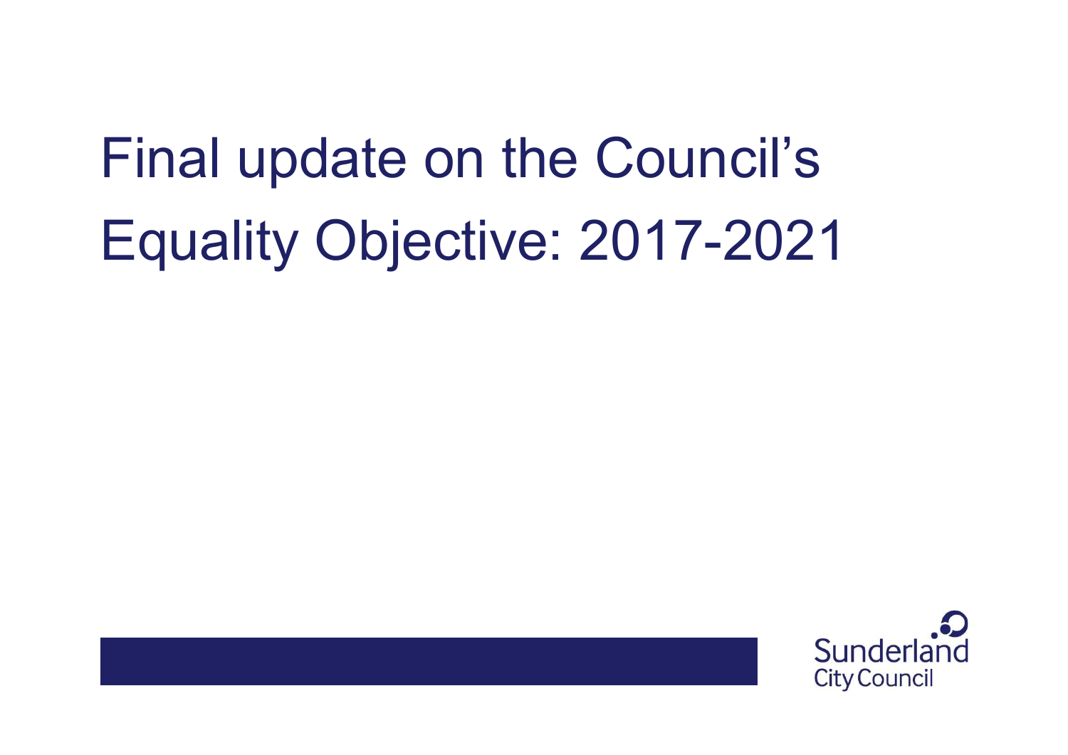# Final update on the Council's Equality Objective: 2017-2021

Sunderland City Council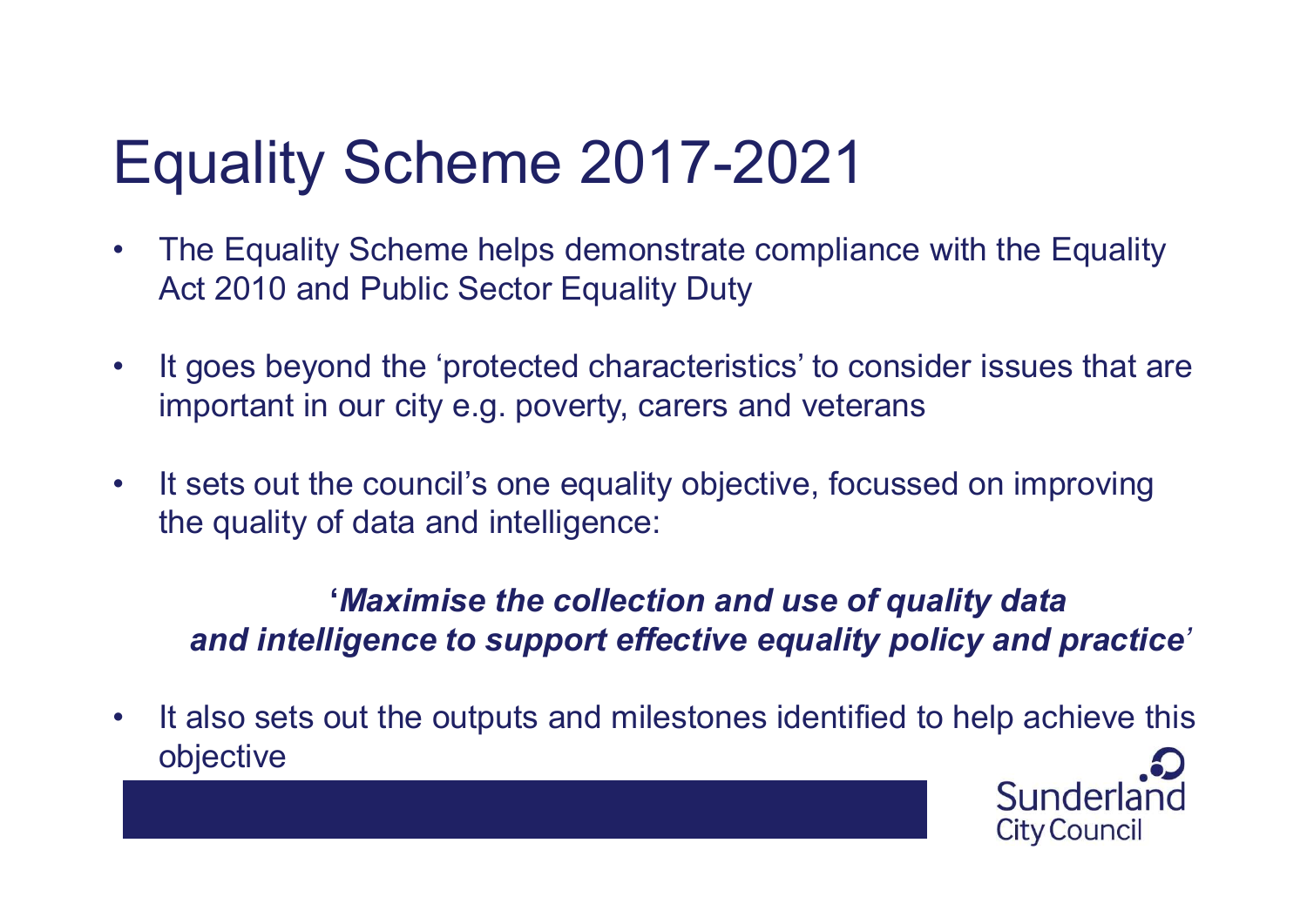# Equality Scheme 2017-2021

- The Equality Scheme helps demonstrate compliance with the Equality Act 2010 and Public Sector Equality Duty
- It goes beyond the 'protected characteristics' to consider issues that are important in our city e.g. poverty, carers and veterans
- It sets out the council's one equality objective, focussed on improving the quality of data and intelligence:

***'Maximise the collection and use of quality data and intelligence to support effective equality policy and practice'***

- It also sets out the outputs and milestones identified to help achieve this objective

Sunderland City Council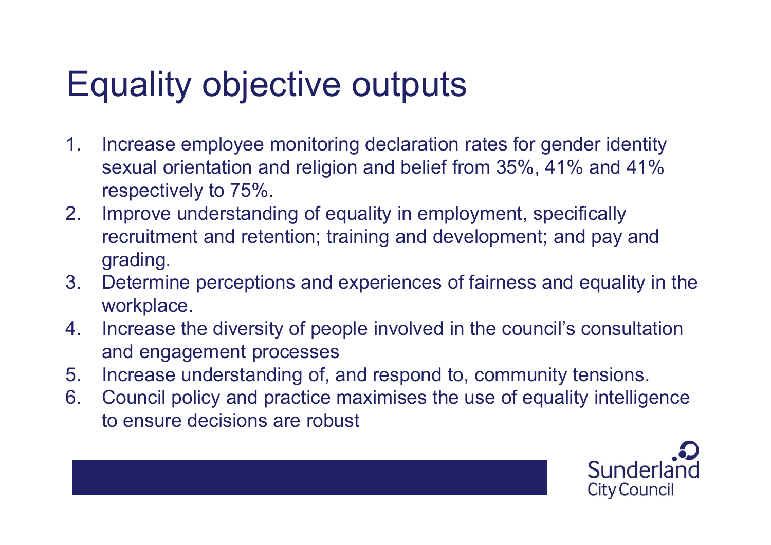# Equality objective outputs

1. Increase employee monitoring declaration rates for gender identity sexual orientation and religion and belief from 35%, 41% and 41% respectively to 75%.
2. Improve understanding of equality in employment, specifically recruitment and retention; training and development; and pay and grading.
3. Determine perceptions and experiences of fairness and equality in the workplace.
4. Increase the diversity of people involved in the council's consultation and engagement processes
5. Increase understanding of, and respond to, community tensions.
6. Council policy and practice maximises the use of equality intelligence to ensure decisions are robust

Sunderland City Council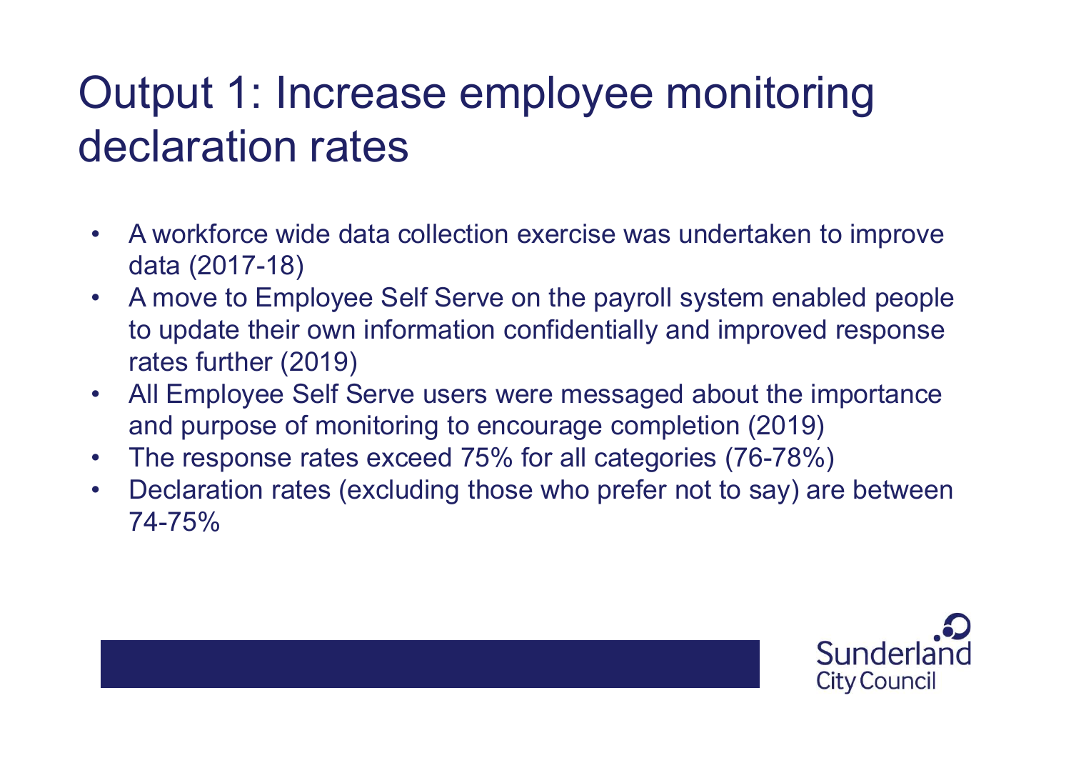# Output 1: Increase employee monitoring declaration rates

- A workforce wide data collection exercise was undertaken to improve data (2017-18)
- A move to Employee Self Serve on the payroll system enabled people to update their own information confidentially and improved response rates further (2019)
- All Employee Self Serve users were messaged about the importance and purpose of monitoring to encourage completion (2019)
- The response rates exceed 75% for all categories (76-78%)
- Declaration rates (excluding those who prefer not to say) are between 74-75%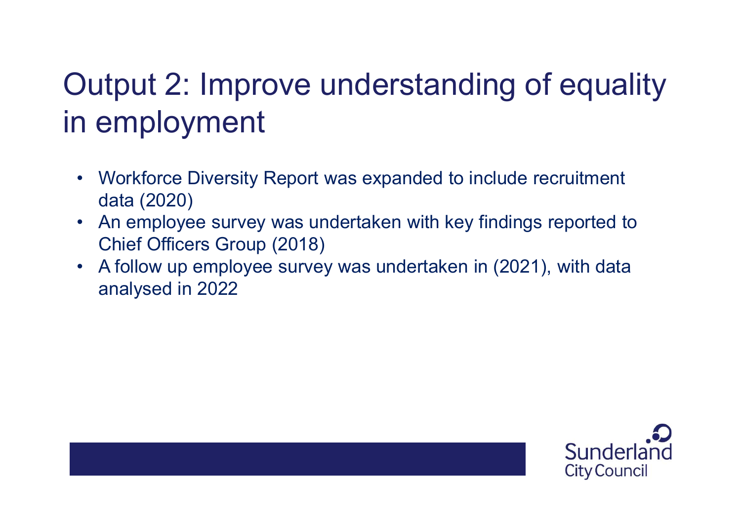# Output 2: Improve understanding of equality in employment

- Workforce Diversity Report was expanded to include recruitment data (2020)
- An employee survey was undertaken with key findings reported to Chief Officers Group (2018)
- A follow up employee survey was undertaken in (2021), with data analysed in 2022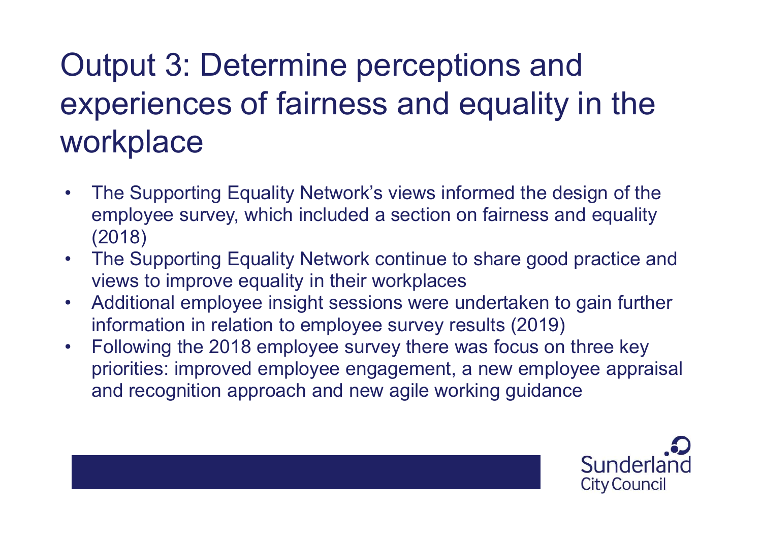# Output 3: Determine perceptions and experiences of fairness and equality in the workplace

- The Supporting Equality Network's views informed the design of the employee survey, which included a section on fairness and equality (2018)
- The Supporting Equality Network continue to share good practice and views to improve equality in their workplaces
- Additional employee insight sessions were undertaken to gain further information in relation to employee survey results (2019)
- Following the 2018 employee survey there was focus on three key priorities: improved employee engagement, a new employee appraisal and recognition approach and new agile working guidance

Sunderland City Council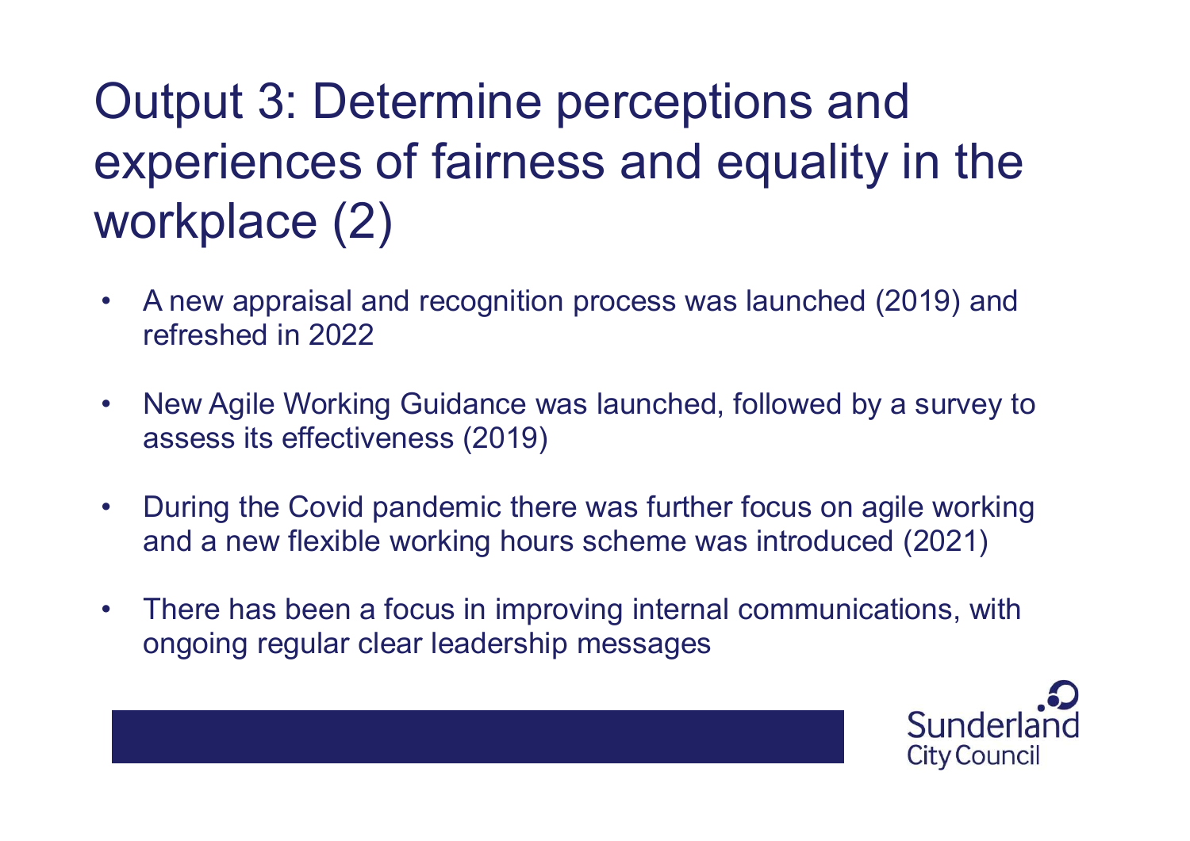# Output 3: Determine perceptions and experiences of fairness and equality in the workplace (2)

- A new appraisal and recognition process was launched (2019) and refreshed in 2022
- New Agile Working Guidance was launched, followed by a survey to assess its effectiveness (2019)
- During the Covid pandemic there was further focus on agile working and a new flexible working hours scheme was introduced (2021)
- There has been a focus in improving internal communications, with ongoing regular clear leadership messages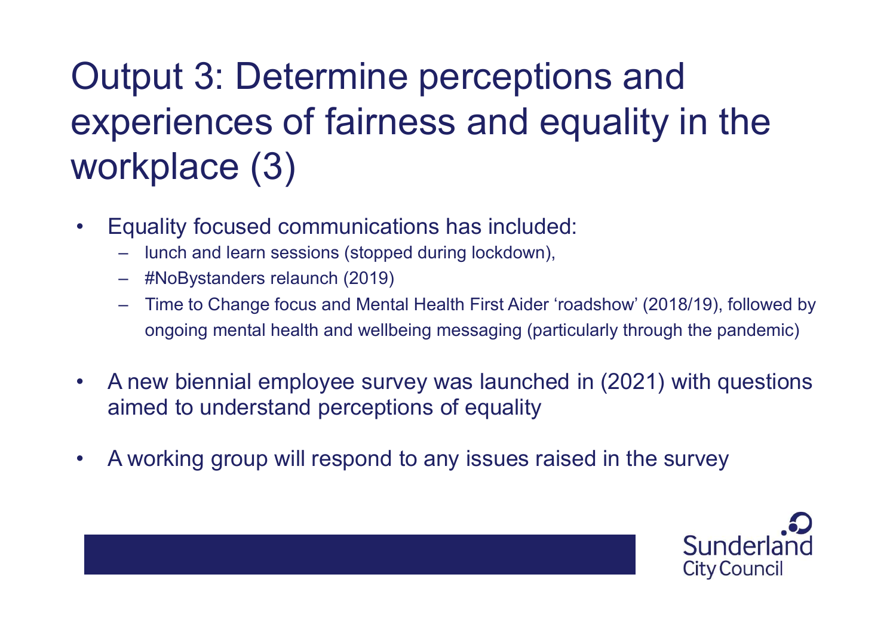# Output 3: Determine perceptions and experiences of fairness and equality in the workplace (3)

- Equality focused communications has included:
  - lunch and learn sessions (stopped during lockdown),
  - #NoBystanders relaunch (2019)
  - Time to Change focus and Mental Health First Aider 'roadshow' (2018/19), followed by ongoing mental health and wellbeing messaging (particularly through the pandemic)
- A new biennial employee survey was launched in (2021) with questions aimed to understand perceptions of equality
- A working group will respond to any issues raised in the survey

Sunderland City Council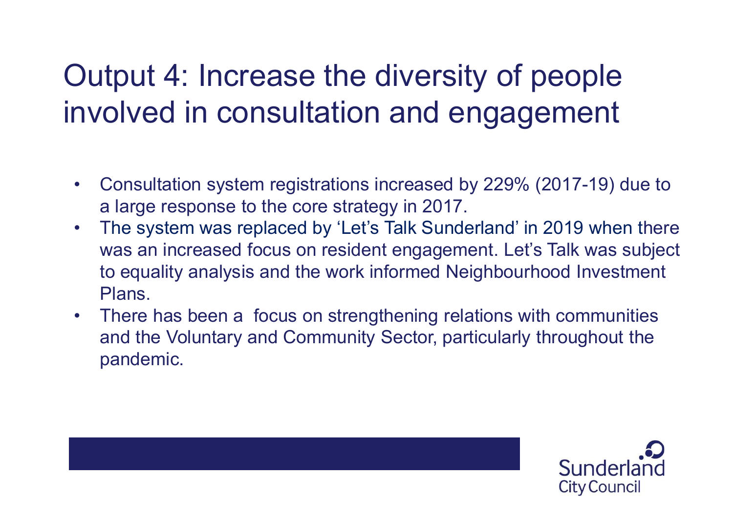# Output 4: Increase the diversity of people involved in consultation and engagement

- Consultation system registrations increased by 229% (2017-19) due to a large response to the core strategy in 2017.
- The system was replaced by 'Let's Talk Sunderland' in 2019 when there was an increased focus on resident engagement. Let's Talk was subject to equality analysis and the work informed Neighbourhood Investment Plans.
- There has been a focus on strengthening relations with communities and the Voluntary and Community Sector, particularly throughout the pandemic.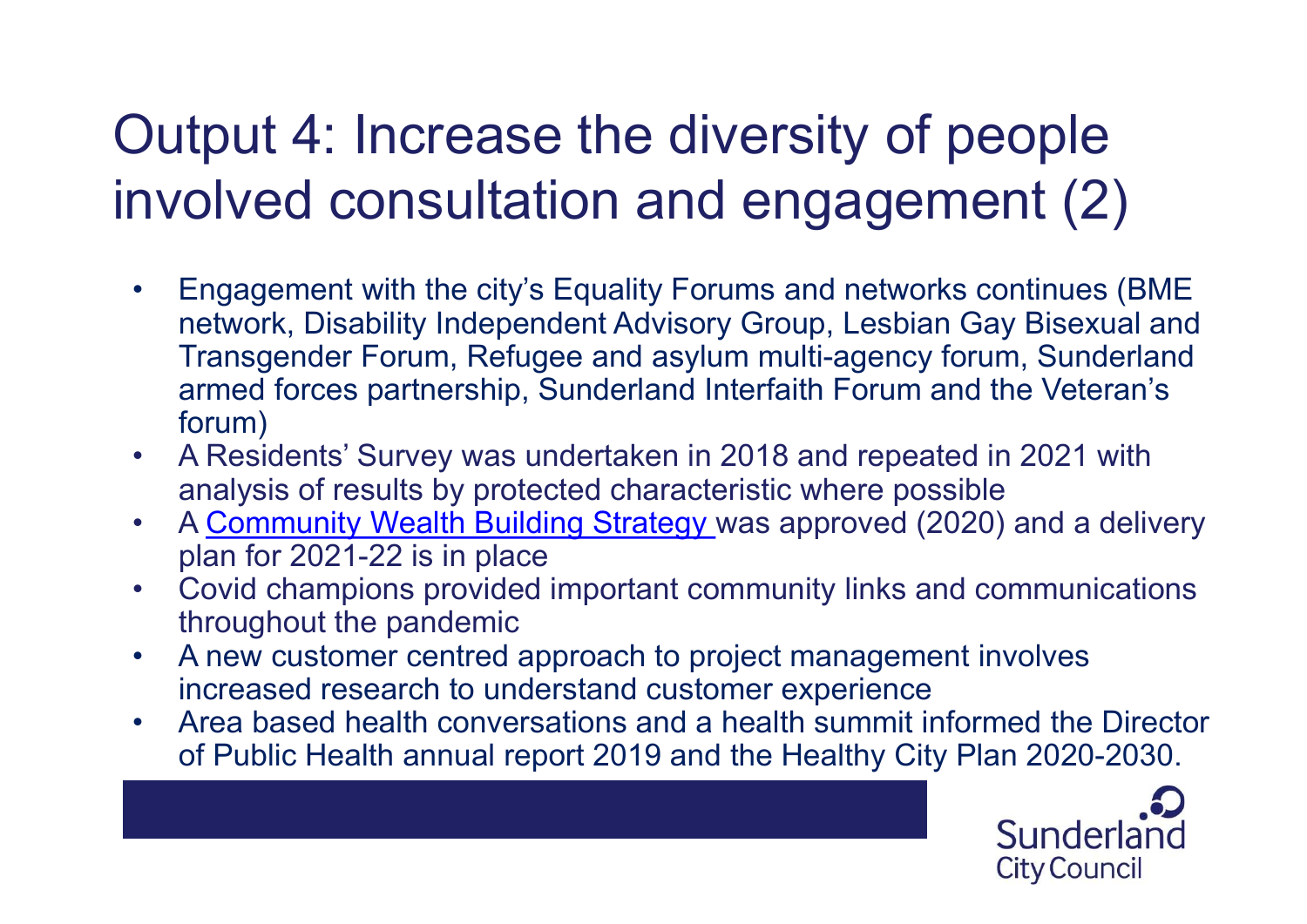# Output 4: Increase the diversity of people involved consultation and engagement (2)

- Engagement with the city's Equality Forums and networks continues (BME network, Disability Independent Advisory Group, Lesbian Gay Bisexual and Transgender Forum, Refugee and asylum multi-agency forum, Sunderland armed forces partnership, Sunderland Interfaith Forum and the Veteran's forum)
- A Residents' Survey was undertaken in 2018 and repeated in 2021 with analysis of results by protected characteristic where possible
- A Community Wealth Building Strategy was approved (2020) and a delivery plan for 2021-22 is in place
- Covid champions provided important community links and communications throughout the pandemic
- A new customer centred approach to project management involves increased research to understand customer experience
- Area based health conversations and a health summit informed the Director of Public Health annual report 2019 and the Healthy City Plan 2020-2030.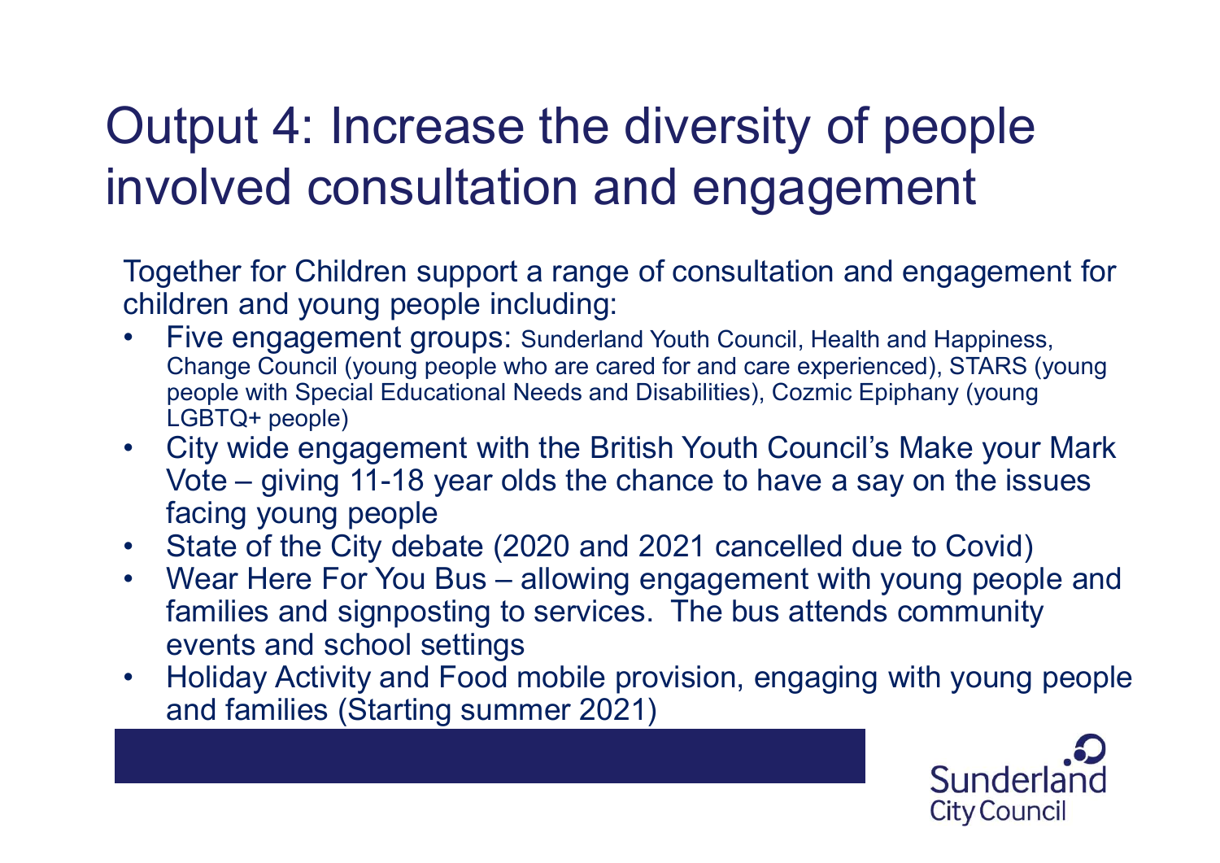# Output 4: Increase the diversity of people involved consultation and engagement

Together for Children support a range of consultation and engagement for children and young people including:

- Five engagement groups: Sunderland Youth Council, Health and Happiness, Change Council (young people who are cared for and care experienced), STARS (young people with Special Educational Needs and Disabilities), Cozmic Epiphany (young LGBTQ+ people)
- City wide engagement with the British Youth Council's Make your Mark Vote – giving 11-18 year olds the chance to have a say on the issues facing young people
- State of the City debate (2020 and 2021 cancelled due to Covid)
- Wear Here For You Bus – allowing engagement with young people and families and signposting to services. The bus attends community events and school settings
- Holiday Activity and Food mobile provision, engaging with young people and families (Starting summer 2021)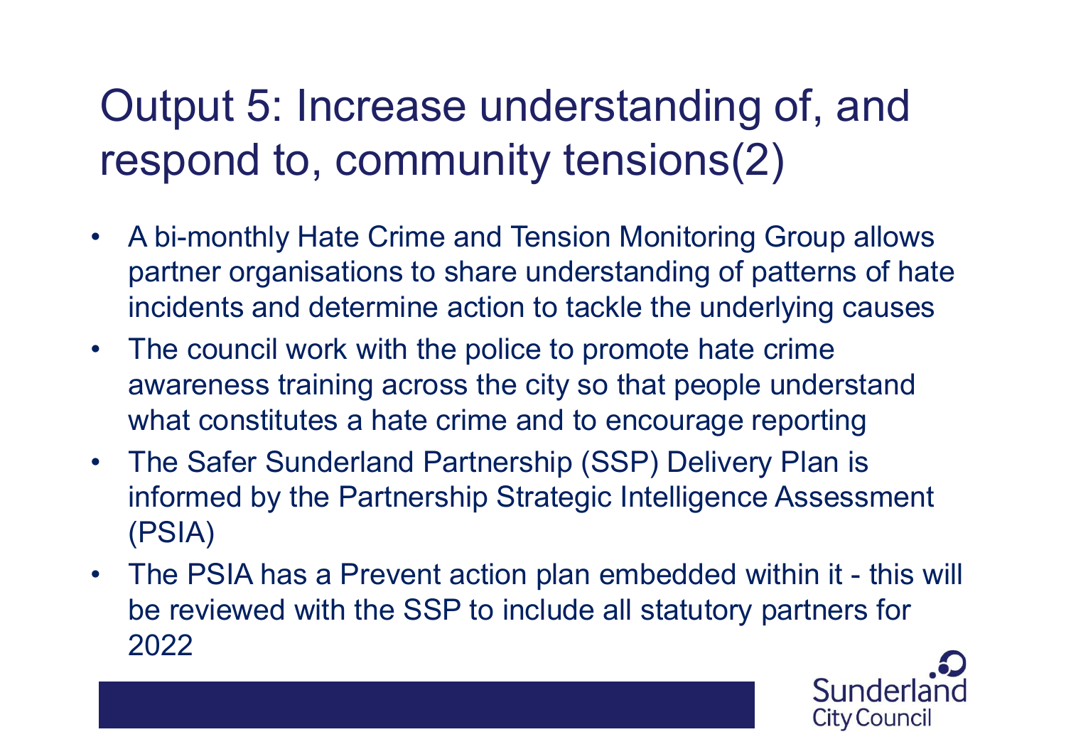# Output 5: Increase understanding of, and respond to, community tensions(2)

- A bi-monthly Hate Crime and Tension Monitoring Group allows partner organisations to share understanding of patterns of hate incidents and determine action to tackle the underlying causes
- The council work with the police to promote hate crime awareness training across the city so that people understand what constitutes a hate crime and to encourage reporting
- The Safer Sunderland Partnership (SSP) Delivery Plan is informed by the Partnership Strategic Intelligence Assessment (PSIA)
- The PSIA has a Prevent action plan embedded within it - this will be reviewed with the SSP to include all statutory partners for 2022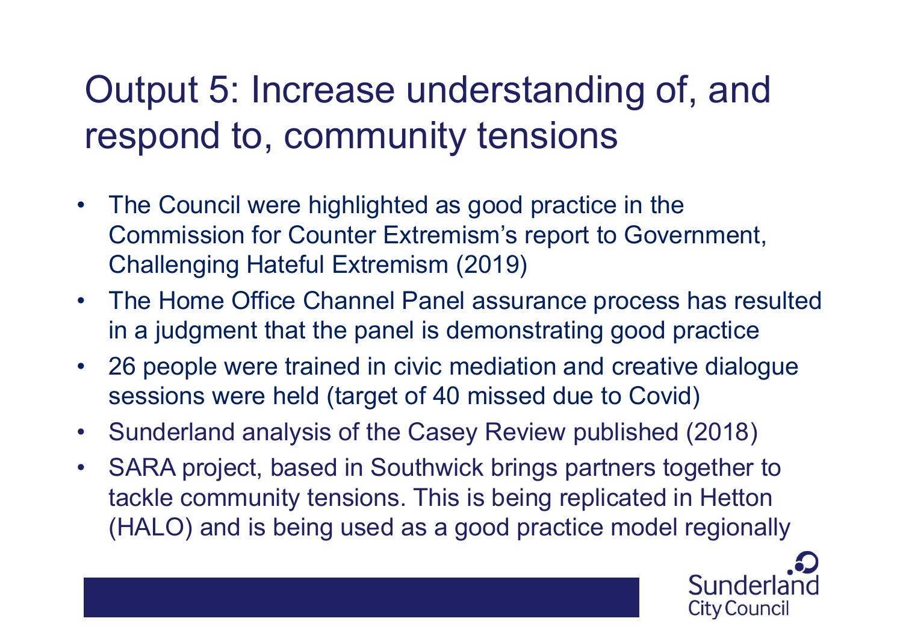# Output 5: Increase understanding of, and respond to, community tensions

- The Council were highlighted as good practice in the Commission for Counter Extremism's report to Government, Challenging Hateful Extremism (2019)
- The Home Office Channel Panel assurance process has resulted in a judgment that the panel is demonstrating good practice
- 26 people were trained in civic mediation and creative dialogue sessions were held (target of 40 missed due to Covid)
- Sunderland analysis of the Casey Review published (2018)
- SARA project, based in Southwick brings partners together to tackle community tensions. This is being replicated in Hetton (HALO) and is being used as a good practice model regionally

Sunderland City Council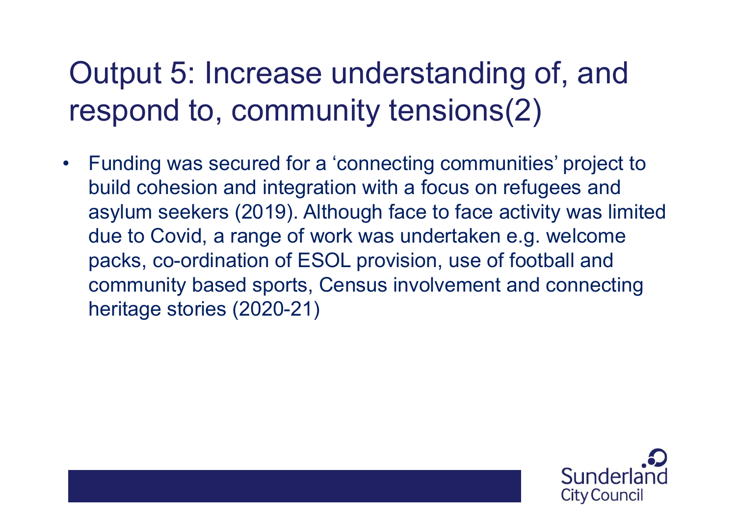# Output 5: Increase understanding of, and respond to, community tensions(2)

- Funding was secured for a 'connecting communities' project to build cohesion and integration with a focus on refugees and asylum seekers (2019). Although face to face activity was limited due to Covid, a range of work was undertaken e.g. welcome packs, co-ordination of ESOL provision, use of football and community based sports, Census involvement and connecting heritage stories (2020-21)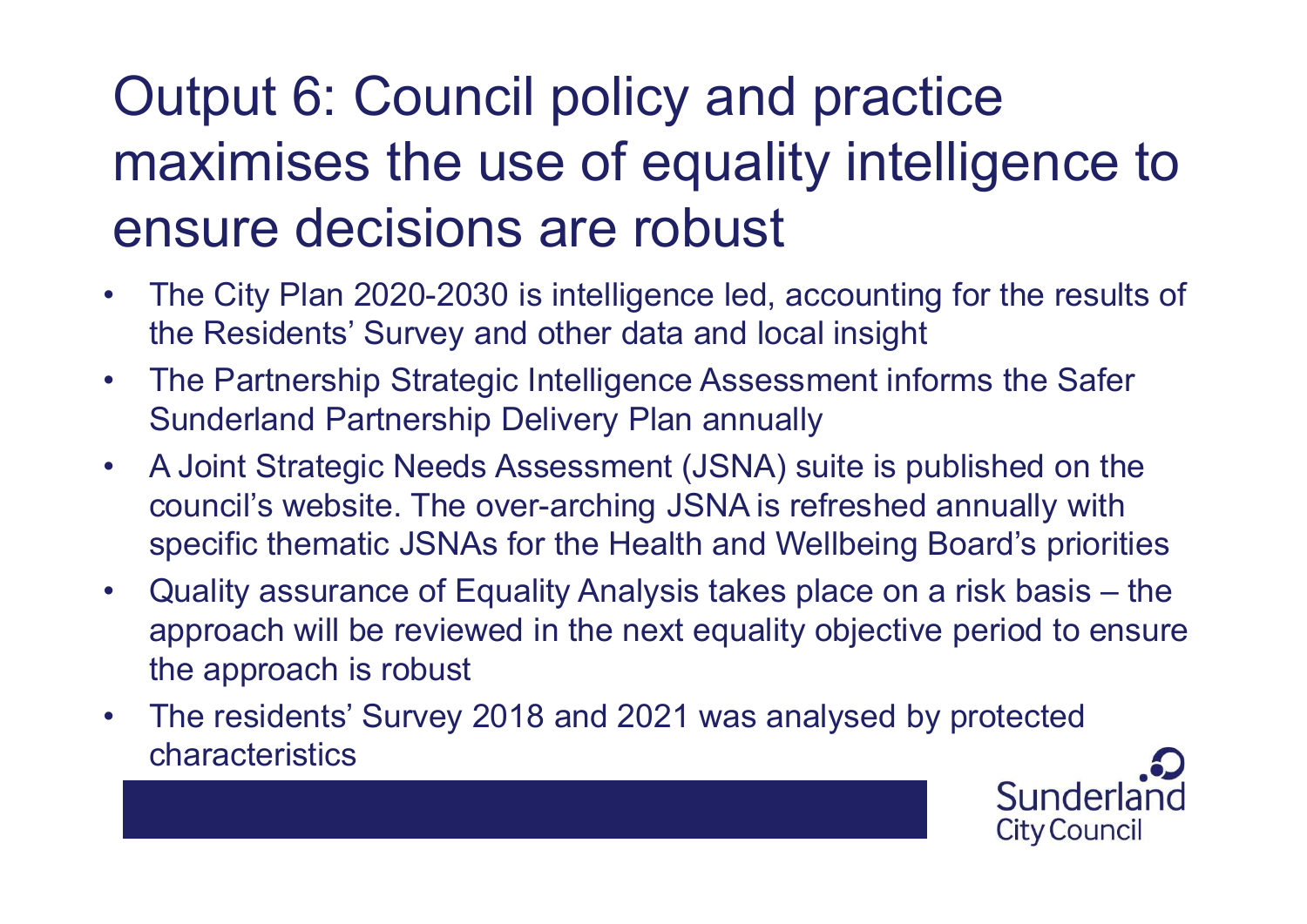# Output 6: Council policy and practice maximises the use of equality intelligence to ensure decisions are robust

- The City Plan 2020-2030 is intelligence led, accounting for the results of the Residents' Survey and other data and local insight
- The Partnership Strategic Intelligence Assessment informs the Safer Sunderland Partnership Delivery Plan annually
- A Joint Strategic Needs Assessment (JSNA) suite is published on the council's website. The over-arching JSNA is refreshed annually with specific thematic JSNAs for the Health and Wellbeing Board's priorities
- Quality assurance of Equality Analysis takes place on a risk basis – the approach will be reviewed in the next equality objective period to ensure the approach is robust
- The residents' Survey 2018 and 2021 was analysed by protected characteristics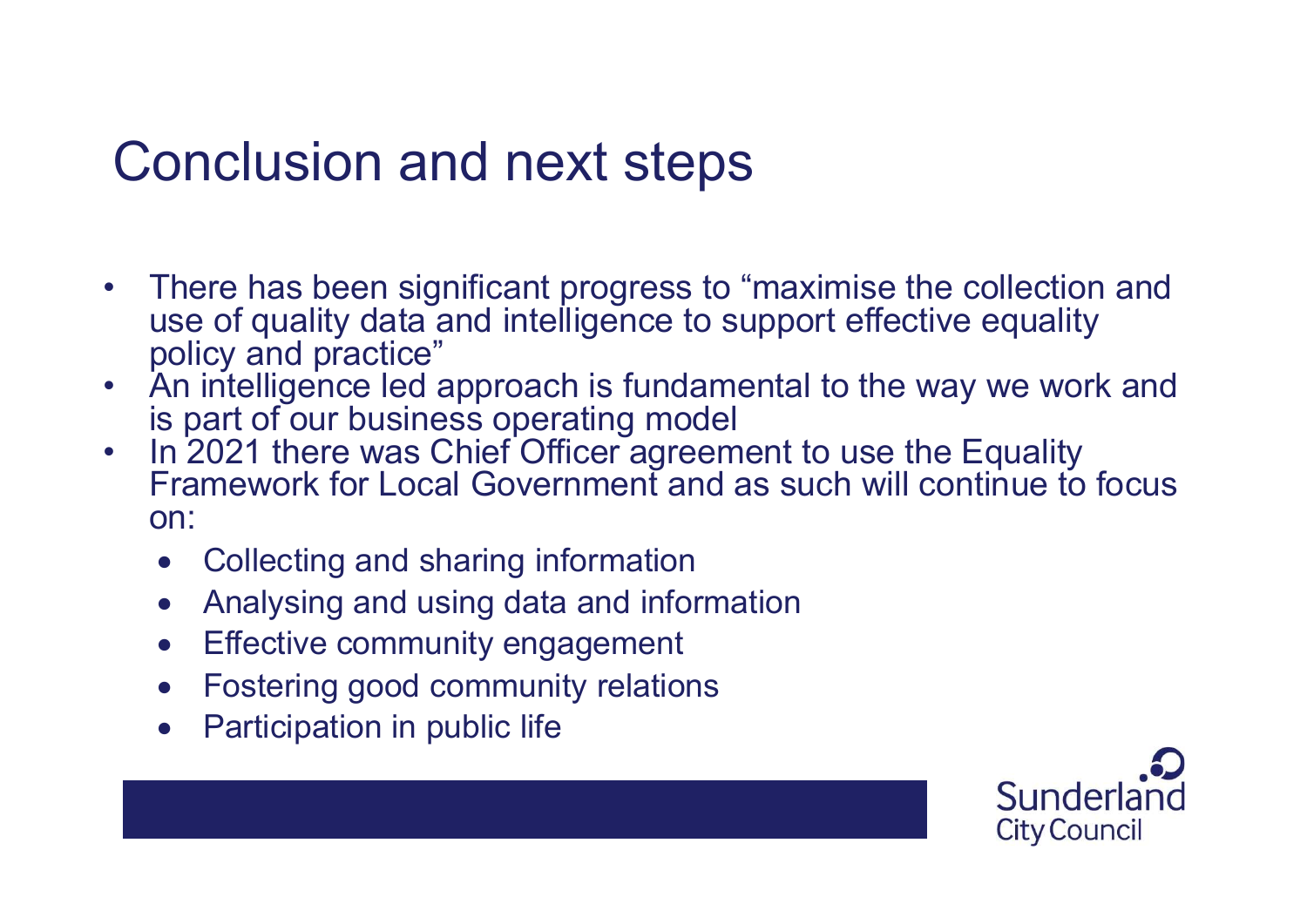# Conclusion and next steps

- There has been significant progress to "maximise the collection and use of quality data and intelligence to support effective equality policy and practice"
- An intelligence led approach is fundamental to the way we work and is part of our business operating model
- In 2021 there was Chief Officer agreement to use the Equality Framework for Local Government and as such will continue to focus on:
  - Collecting and sharing information
  - Analysing and using data and information
  - Effective community engagement
  - Fostering good community relations
  - Participation in public life

Sunderland City Council